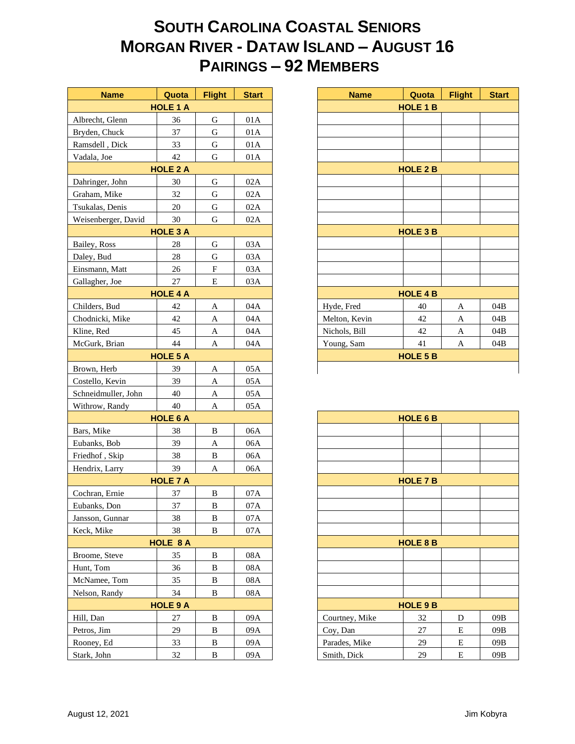# South Carolina Coastal Seniors
# Morgan River - Dataw Island – August 16
# Pairings – 92 Members

| Name | Quota | Flight | Start |
|---|---|---|---|
| **HOLE 1 A** | | | |
| Albrecht, Glenn | 36 | G | 01A |
| Bryden, Chuck | 37 | G | 01A |
| Ramsdell , Dick | 33 | G | 01A |
| Vadala, Joe | 42 | G | 01A |
| **HOLE 2 A** | | | |
| Dahringer, John | 30 | G | 02A |
| Graham, Mike | 32 | G | 02A |
| Tsukalas, Denis | 20 | G | 02A |
| Weisenberger, David | 30 | G | 02A |
| **HOLE 3 A** | | | |
| Bailey, Ross | 28 | G | 03A |
| Daley, Bud | 28 | G | 03A |
| Einsmann, Matt | 26 | F | 03A |
| Gallagher, Joe | 27 | E | 03A |
| **HOLE 4 A** | | | |
| Childers, Bud | 42 | A | 04A |
| Chodnicki, Mike | 42 | A | 04A |
| Kline, Red | 45 | A | 04A |
| McGurk, Brian | 44 | A | 04A |
| **HOLE 5 A** | | | |
| Brown, Herb | 39 | A | 05A |
| Costello, Kevin | 39 | A | 05A |
| Schneidmuller, John | 40 | A | 05A |
| Withrow, Randy | 40 | A | 05A |
| **HOLE 6 A** | | | |
| Bars, Mike | 38 | B | 06A |
| Eubanks, Bob | 39 | A | 06A |
| Friedhof , Skip | 38 | B | 06A |
| Hendrix, Larry | 39 | A | 06A |
| **HOLE 7 A** | | | |
| Cochran, Ernie | 37 | B | 07A |
| Eubanks, Don | 37 | B | 07A |
| Jansson, Gunnar | 38 | B | 07A |
| Keck, Mike | 38 | B | 07A |
| **HOLE 8 A** | | | |
| Broome, Steve | 35 | B | 08A |
| Hunt, Tom | 36 | B | 08A |
| McNamee, Tom | 35 | B | 08A |
| Nelson, Randy | 34 | B | 08A |
| **HOLE 9 A** | | | |
| Hill, Dan | 27 | B | 09A |
| Petros, Jim | 29 | B | 09A |
| Rooney, Ed | 33 | B | 09A |
| Stark, John | 32 | B | 09A |

| Name | Quota | Flight | Start |
|---|---|---|---|
| **HOLE 1 B** | | | |
| | | | |
| | | | |
| | | | |
| | | | |
| **HOLE 2 B** | | | |
| | | | |
| | | | |
| | | | |
| | | | |
| **HOLE 3 B** | | | |
| | | | |
| | | | |
| | | | |
| | | | |
| **HOLE 4 B** | | | |
| Hyde, Fred | 40 | A | 04B |
| Melton, Kevin | 42 | A | 04B |
| Nichols, Bill | 42 | A | 04B |
| Young, Sam | 41 | A | 04B |
| **HOLE 5 B** | | | |
| | | | |

| Name | Quota | Flight | Start |
|---|---|---|---|
| **HOLE 6 B** | | | |
| | | | |
| | | | |
| | | | |
| | | | |
| **HOLE 7 B** | | | |
| | | | |
| | | | |
| | | | |
| | | | |
| **HOLE 8 B** | | | |
| | | | |
| | | | |
| | | | |
| | | | |
| **HOLE 9 B** | | | |
| Courtney, Mike | 32 | D | 09B |
| Coy, Dan | 27 | E | 09B |
| Parades, Mike | 29 | E | 09B |
| Smith, Dick | 29 | E | 09B |

August 12, 2021

Jim Kobyra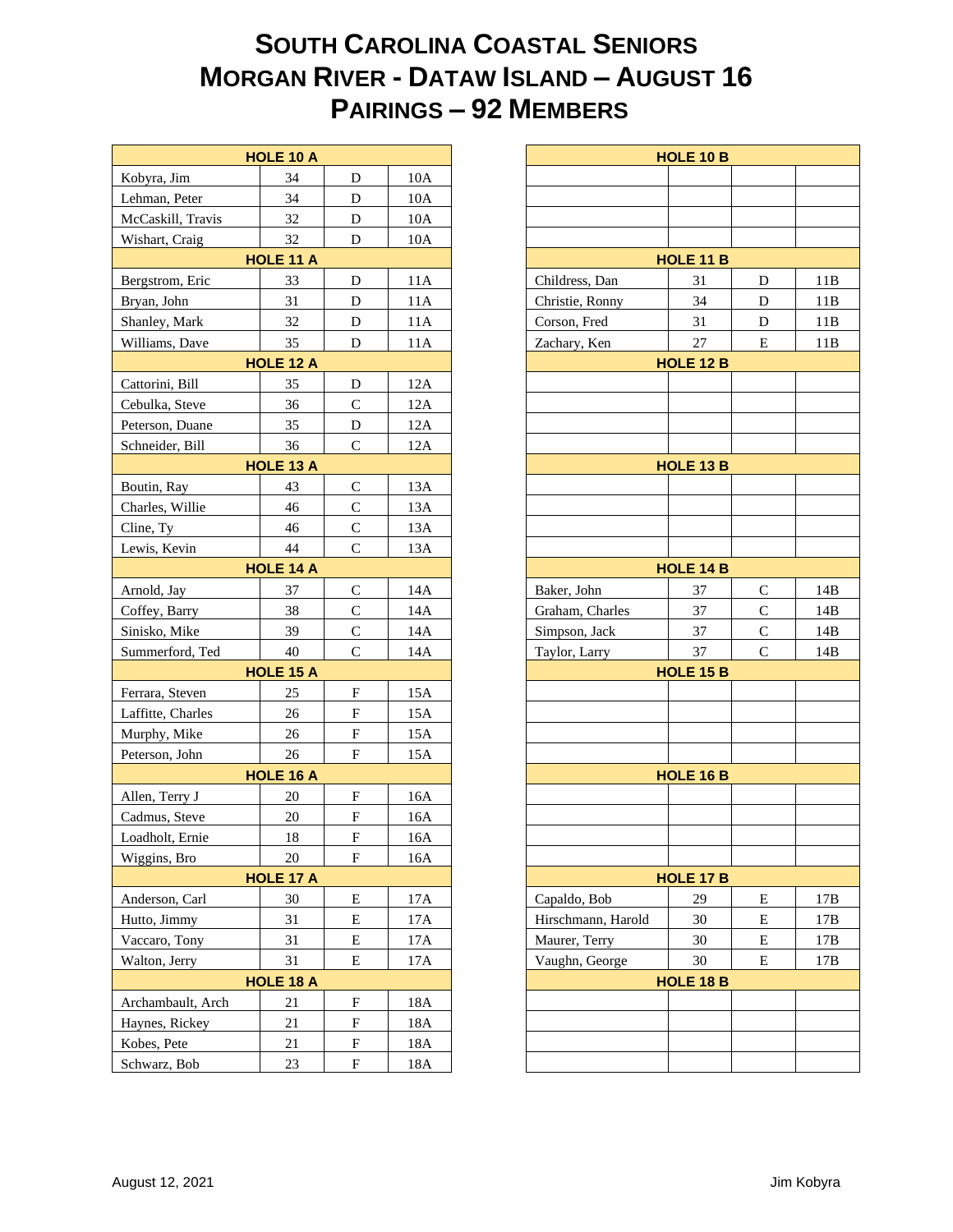# SOUTH CAROLINA COASTAL SENIORS
# MORGAN RIVER - DATAW ISLAND – AUGUST 16
# PAIRINGS – 92 MEMBERS

| | | | |
|---|---|---|---|
| **HOLE 10 A** | | | |
| Kobyra, Jim | 34 | D | 10A |
| Lehman, Peter | 34 | D | 10A |
| McCaskill, Travis | 32 | D | 10A |
| Wishart, Craig | 32 | D | 10A |
| **HOLE 11 A** | | | |
| Bergstrom, Eric | 33 | D | 11A |
| Bryan, John | 31 | D | 11A |
| Shanley, Mark | 32 | D | 11A |
| Williams, Dave | 35 | D | 11A |
| **HOLE 12 A** | | | |
| Cattorini, Bill | 35 | D | 12A |
| Cebulka, Steve | 36 | C | 12A |
| Peterson, Duane | 35 | D | 12A |
| Schneider, Bill | 36 | C | 12A |
| **HOLE 13 A** | | | |
| Boutin, Ray | 43 | C | 13A |
| Charles, Willie | 46 | C | 13A |
| Cline, Ty | 46 | C | 13A |
| Lewis, Kevin | 44 | C | 13A |
| **HOLE 14 A** | | | |
| Arnold, Jay | 37 | C | 14A |
| Coffey, Barry | 38 | C | 14A |
| Sinisko, Mike | 39 | C | 14A |
| Summerford, Ted | 40 | C | 14A |
| **HOLE 15 A** | | | |
| Ferrara, Steven | 25 | F | 15A |
| Laffitte, Charles | 26 | F | 15A |
| Murphy, Mike | 26 | F | 15A |
| Peterson, John | 26 | F | 15A |
| **HOLE 16 A** | | | |
| Allen, Terry J | 20 | F | 16A |
| Cadmus, Steve | 20 | F | 16A |
| Loadholt, Ernie | 18 | F | 16A |
| Wiggins, Bro | 20 | F | 16A |
| **HOLE 17 A** | | | |
| Anderson, Carl | 30 | E | 17A |
| Hutto, Jimmy | 31 | E | 17A |
| Vaccaro, Tony | 31 | E | 17A |
| Walton, Jerry | 31 | E | 17A |
| **HOLE 18 A** | | | |
| Archambault, Arch | 21 | F | 18A |
| Haynes, Rickey | 21 | F | 18A |
| Kobes, Pete | 21 | F | 18A |
| Schwarz, Bob | 23 | F | 18A |

| | | | |
|---|---|---|---|
| **HOLE 10 B** | | | |
| | | | |
| | | | |
| | | | |
| | | | |
| **HOLE 11 B** | | | |
| Childress, Dan | 31 | D | 11B |
| Christie, Ronny | 34 | D | 11B |
| Corson, Fred | 31 | D | 11B |
| Zachary, Ken | 27 | E | 11B |
| **HOLE 12 B** | | | |
| | | | |
| | | | |
| | | | |
| | | | |
| **HOLE 13 B** | | | |
| | | | |
| | | | |
| | | | |
| | | | |
| **HOLE 14 B** | | | |
| Baker, John | 37 | C | 14B |
| Graham, Charles | 37 | C | 14B |
| Simpson, Jack | 37 | C | 14B |
| Taylor, Larry | 37 | C | 14B |
| **HOLE 15 B** | | | |
| | | | |
| | | | |
| | | | |
| | | | |
| **HOLE 16 B** | | | |
| | | | |
| | | | |
| | | | |
| | | | |
| **HOLE 17 B** | | | |
| Capaldo, Bob | 29 | E | 17B |
| Hirschmann, Harold | 30 | E | 17B |
| Maurer, Terry | 30 | E | 17B |
| Vaughn, George | 30 | E | 17B |
| **HOLE 18 B** | | | |
| | | | |
| | | | |
| | | | |
| | | | |

August 12, 2021

Jim Kobyra